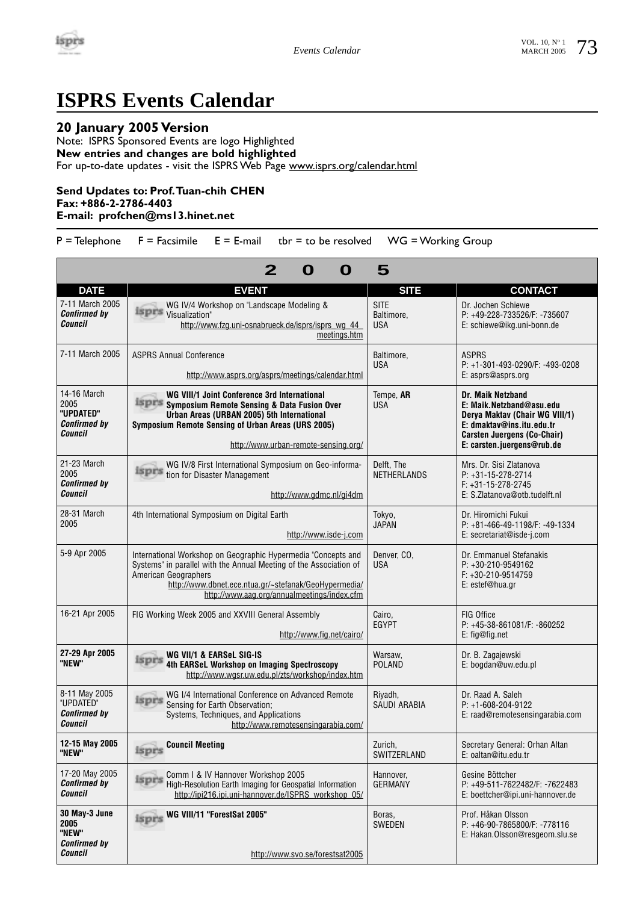# ISPRS Events Calendar

## 20 January 2005 Version

Note: ISPRS Sponsored Events are logo Highlighted
**New entries and changes are bold highlighted**
For up-to-date updates - visit the ISPRS Web Page www.isprs.org/calendar.html

**Send Updates to: Prof. Tuan-chih CHEN**
**Fax: +886-2-2786-4403**
**E-mail: profchen@ms13.hinet.net**

P = Telephone F = Facsimile E = E-mail tbr = to be resolved WG = Working Group

| 2005 | | | |
|---|---|---|---|
| **DATE** | **EVENT** | **SITE** | **CONTACT** |
| 7-11 March 2005 *Confirmed by Council* | WG IV/4 Workshop on "Landscape Modeling & Visualization" http://www.fzg.uni-osnabrueck.de/isprs/isprs_wg_44_meetings.htm | SITE Baltimore, USA | Dr. Jochen Schiewe P: +49-228-733526/F: -735607 E: schiewe@ikg.uni-bonn.de |
| 7-11 March 2005 | ASPRS Annual Conference http://www.asprs.org/asprs/meetings/calendar.html | Baltimore, USA | ASPRS P: +1-301-493-0290/F: -493-0208 E: asprs@asprs.org |
| 14-16 March 2005 **"UPDATED"** *Confirmed by Council* | **WG VIII/1 Joint Conference 3rd International Symposium Remote Sensing & Data Fusion Over Urban Areas (URBAN 2005) 5th International Symposium Remote Sensing of Urban Areas (URS 2005)** http://www.urban-remote-sensing.org/ | Tempe, **AR** USA | **Dr. Maik Netzband E: Maik.Netzband@asu.edu Derya Maktav (Chair WG VIII/1) E: dmaktav@ins.itu.edu.tr Carsten Juergens (Co-Chair) E: carsten.juergens@rub.de** |
| 21-23 March 2005 *Confirmed by Council* | WG IV/8 First International Symposium on Geo-information for Disaster Management http://www.gdmc.nl/gi4dm | Delft, The NETHERLANDS | Mrs. Dr. Sisi Zlatanova P: +31-15-278-2714 F: +31-15-278-2745 E: S.Zlatanova@otb.tudelft.nl |
| 28-31 March 2005 | 4th International Symposium on Digital Earth http://www.isde-j.com | Tokyo, JAPAN | Dr. Hiromichi Fukui P: +81-466-49-1198/F: -49-1334 E: secretariat@isde-j.com |
| 5-9 Apr 2005 | International Workshop on Geographic Hypermedia "Concepts and Systems" in parallel with the Annual Meeting of the Association of American Geographers http://www.dbnet.ece.ntua.gr/~stefanak/GeoHypermedia/ http://www.aag.org/annualmeetings/index.cfm | Denver, CO, USA | Dr. Emmanuel Stefanakis P: +30-210-9549162 F: +30-210-9514759 E: estef@hua.gr |
| 16-21 Apr 2005 | FIG Working Week 2005 and XXVIII General Assembly http://www.fig.net/cairo/ | Cairo, EGYPT | FIG Office P: +45-38-861081/F: -860252 E: fig@fig.net |
| **27-29 Apr 2005 "NEW"** | **WG VII/1 & EARSeL SIG-IS 4th EARSeL Workshop on Imaging Spectroscopy** http://www.wgsr.uw.edu.pl/zts/workshop/index.htm | Warsaw, POLAND | Dr. B. Zagajewski E: bogdan@uw.edu.pl |
| 8-11 May 2005 "UPDATED" *Confirmed by Council* | WG I/4 International Conference on Advanced Remote Sensing for Earth Observation; Systems, Techniques, and Applications http://www.remotesensingarabia.com/ | Riyadh, SAUDI ARABIA | Dr. Raad A. Saleh P: +1-608-204-9122 E: raad@remotesensingarabia.com |
| **12-15 May 2005 "NEW"** | **Council Meeting** | Zurich, SWITZERLAND | Secretary General: Orhan Altan E: oaltan@itu.edu.tr |
| 17-20 May 2005 *Confirmed by Council* | Comm I & IV Hannover Workshop 2005 High-Resolution Earth Imaging for Geospatial Information http://ipi216.ipi.uni-hannover.de/ISPRS_workshop_05/ | Hannover, GERMANY | Gesine Böttcher P: +49-511-7622482/F: -7622483 E: boettcher@ipi.uni-hannover.de |
| **30 May-3 June 2005 "NEW"** *Confirmed by Council* | **WG VIII/11 "ForestSat 2005"** http://www.svo.se/forestsat2005 | Boras, SWEDEN | Prof. Håkan Olsson P: +46-90-7865800/F: -778116 E: Hakan.Olsson@resgeom.slu.se |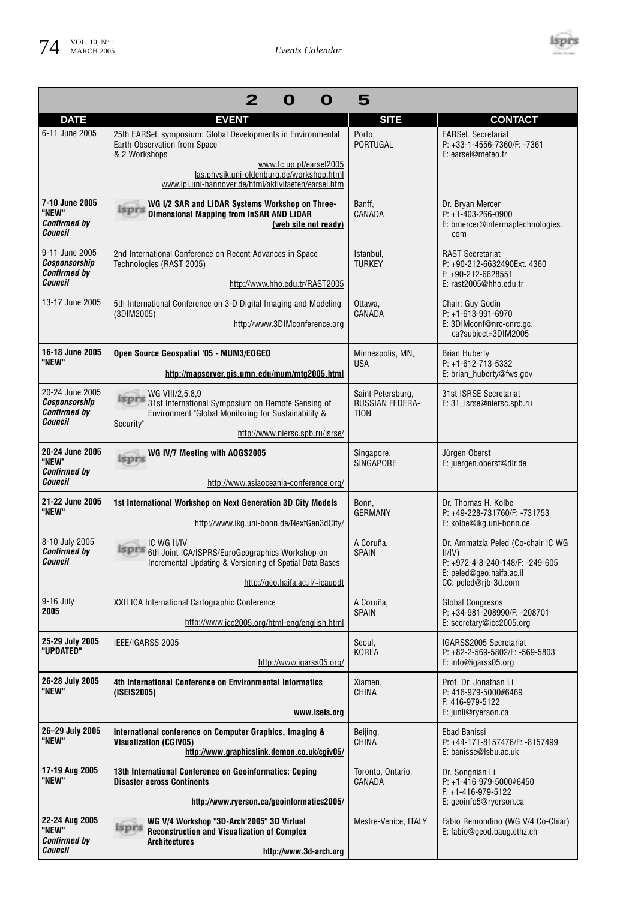| 2005 | | | |
|---|---|---|---|
| **DATE** | **EVENT** | **SITE** | **CONTACT** |
| 6-11 June 2005 | 25th EARSeL symposium: Global Developments in Environmental Earth Observation from Space & 2 Workshops www.fc.up.pt/earsel2005 las.physik.uni-oldenburg.de/workshop.html www.ipi.uni-hannover.de/html/aktivitaeten/earsel.htm | Porto, PORTUGAL | EARSeL Secretariat P: +33-1-4556-7360/F: -7361 E: earsel@meteo.fr |
| **7-10 June 2005 "NEW"** ***Confirmed by Council*** | **WG I/2 SAR and LiDAR Systems Workshop on Three-Dimensional Mapping from InSAR AND LiDAR** **(web site not ready)** | Banff, CANADA | Dr. Bryan Mercer P: +1-403-266-0900 E: bmercer@intermaptechnologies.com |
| 9-11 June 2005 ***Cosponsorship Confirmed by Council*** | 2nd International Conference on Recent Advances in Space Technologies (RAST 2005) http://www.hho.edu.tr/RAST2005 | Istanbul, TURKEY | RAST Secretariat P: +90-212-6632490Ext. 4360 F: +90-212-6628551 E: rast2005@hho.edu.tr |
| 13-17 June 2005 | 5th International Conference on 3-D Digital Imaging and Modeling (3DIM2005) http://www.3DIMconference.org | Ottawa, CANADA | Chair: Guy Godin P: +1-613-991-6970 E: 3DIMconf@nrc-cnrc.gc.ca?subject=3DIM2005 |
| **16-18 June 2005 "NEW"** | **Open Source Geospatial '05 - MUM3/EOGEO** **http://mapserver.gis.umn.edu/mum/mtg2005.html** | Minneapolis, MN, USA | Brian Huberty P: +1-612-713-5332 E: brian_huberty@fws.gov |
| 20-24 June 2005 ***Cosponsorship Confirmed by Council*** | WG VIII/2,5,8,9 31st International Symposium on Remote Sensing of Environment "Global Monitoring for Sustainability & Security" http://www.niersc.spb.ru/isrse/ | Saint Petersburg, RUSSIAN FEDERATION | 31st ISRSE Secretariat E: 31_isrse@niersc.spb.ru |
| **20-24 June 2005 "NEW'** ***Confirmed by Council*** | **WG IV/7 Meeting with AOGS2005** http://www.asiaoceania-conference.org/ | Singapore, SINGAPORE | Jürgen Oberst E: juergen.oberst@dlr.de |
| **21-22 June 2005 "NEW"** | **1st International Workshop on Next Generation 3D City Models** http://www.ikg.uni-bonn.de/NextGen3dCity/ | Bonn, GERMANY | Dr. Thomas H. Kolbe P: +49-228-731760/F: -731753 E: kolbe@ikg.uni-bonn.de |
| 8-10 July 2005 ***Confirmed by Council*** | IC WG II/IV 6th Joint ICA/ISPRS/EuroGeographics Workshop on Incremental Updating & Versioning of Spatial Data Bases http://geo.haifa.ac.il/~icaupdt | A Coruña, SPAIN | Dr. Ammatzia Peled (Co-chair IC WG II/IV) P: +972-4-8-240-148/F: -249-605 E: peled@geo.haifa.ac.il CC: peled@rjb-3d.com |
| 9-16 July **2005** | XXII ICA International Cartographic Conference http://www.icc2005.org/html-eng/english.html | A Coruña, SPAIN | Global Congresos P: +34-981-208990/F: -208701 E: secretary@icc2005.org |
| **25-29 July 2005 "UPDATED"** | IEEE/IGARSS 2005 http://www.igarss05.org/ | Seoul, KOREA | IGARSS2005 Secretariat P: +82-2-569-5802/F: -569-5803 E: info@igarss05.org |
| **26-28 July 2005 "NEW"** | **4th International Conference on Environmental Informatics (ISEIS2005)** **www.iseis.org** | Xiamen, CHINA | Prof. Dr. Jonathan Li P: 416-979-5000#6469 F: 416-979-5122 E: junli@ryerson.ca |
| **26–29 July 2005 "NEW"** | **International conference on Computer Graphics, Imaging & Visualization (CGIV05)** **http://www.graphicslink.demon.co.uk/cgiv05/** | Beijing, CHINA | Ebad Banissi P: +44-171-8157476/F: -8157499 E: banisse@lsbu.ac.uk |
| **17-19 Aug 2005 "NEW"** | **13th International Conference on Geoinformatics: Coping Disaster across Continents** **http://www.ryerson.ca/geoinformatics2005/** | Toronto, Ontario, CANADA | Dr. Songnian Li P: +1-416-979-5000#6450 F: +1-416-979-5122 E: geoinfo5@ryerson.ca |
| **22-24 Aug 2005 "NEW"** ***Confirmed by Council*** | **WG V/4 Workshop "3D-Arch'2005" 3D Virtual Reconstruction and Visualization of Complex Architectures** **http://www.3d-arch.org** | Mestre-Venice, ITALY | Fabio Remondino (WG V/4 Co-Chiar) E: fabio@geod.baug.ethz.ch |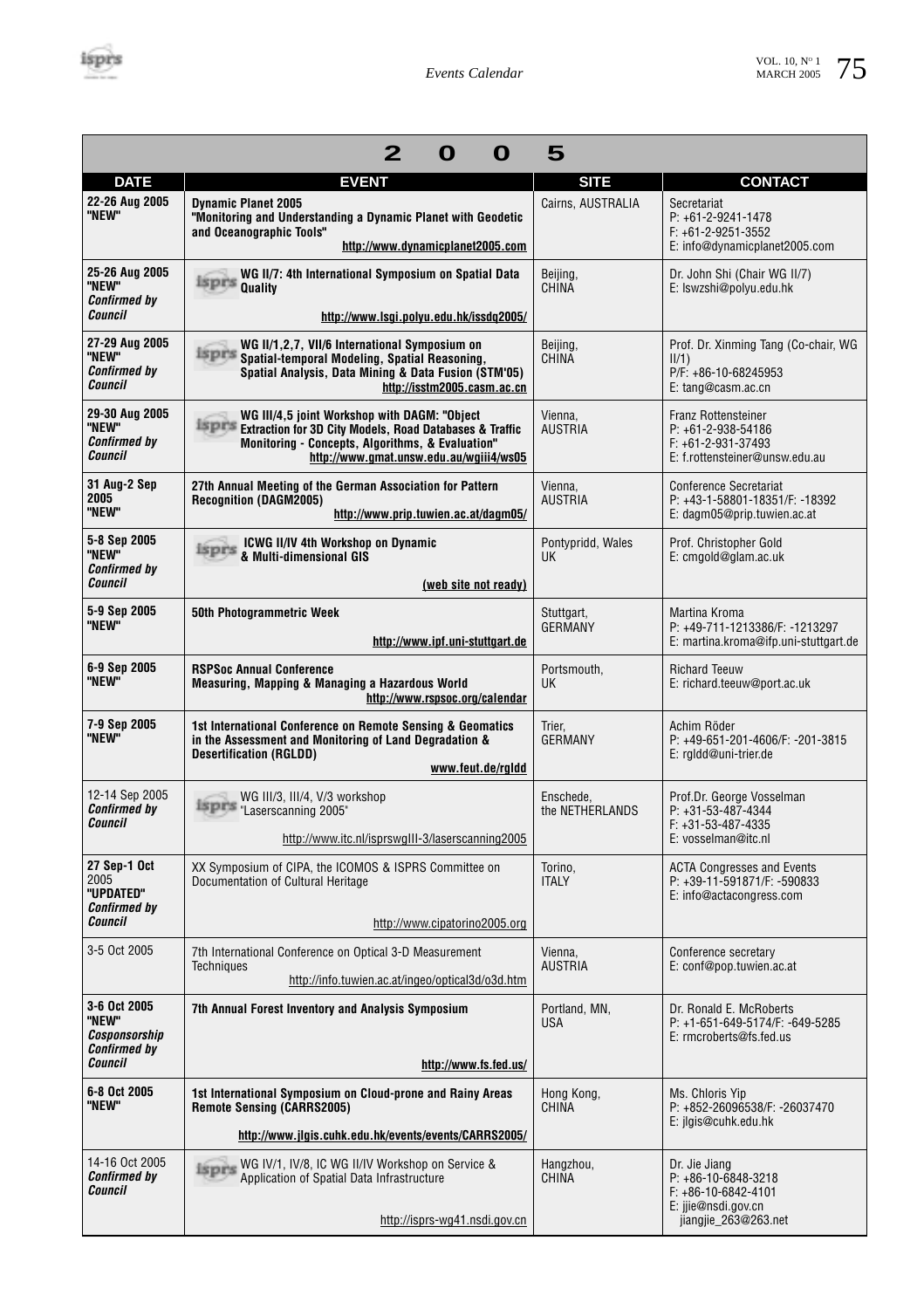# 2005

| DATE | EVENT | SITE | CONTACT |
|---|---|---|---|
| **22-26 Aug 2005 "NEW"** | **Dynamic Planet 2005 "Monitoring and Understanding a Dynamic Planet with Geodetic and Oceanographic Tools"** **http://www.dynamicplanet2005.com** | Cairns, AUSTRALIA | Secretariat P: +61-2-9241-1478 F: +61-2-9251-3552 E: info@dynamicplanet2005.com |
| **25-26 Aug 2005 "NEW"** ***Confirmed by Council*** | **WG II/7: 4th International Symposium on Spatial Data Quality** **http://www.lsgi.polyu.edu.hk/issdq2005/** | Beijing, CHINA | Dr. John Shi (Chair WG II/7) E: lswzshi@polyu.edu.hk |
| **27-29 Aug 2005 "NEW"** ***Confirmed by Council*** | **WG II/1,2,7, VII/6 International Symposium on Spatial-temporal Modeling, Spatial Reasoning, Spatial Analysis, Data Mining & Data Fusion (STM'05)** **http://isstm2005.casm.ac.cn** | Beijing, CHINA | Prof. Dr. Xinming Tang (Co-chair, WG II/1) P/F: +86-10-68245953 E: tang@casm.ac.cn |
| **29-30 Aug 2005 "NEW"** ***Confirmed by Council*** | **WG III/4,5 joint Workshop with DAGM: "Object Extraction for 3D City Models, Road Databases & Traffic Monitoring - Concepts, Algorithms, & Evaluation"** **http://www.gmat.unsw.edu.au/wgiii4/ws05** | Vienna, AUSTRIA | Franz Rottensteiner P: +61-2-938-54186 F: +61-2-931-37493 E: f.rottensteiner@unsw.edu.au |
| **31 Aug-2 Sep 2005 "NEW"** | **27th Annual Meeting of the German Association for Pattern Recognition (DAGM2005)** **http://www.prip.tuwien.ac.at/dagm05/** | Vienna, AUSTRIA | Conference Secretariat P: +43-1-58801-18351/F: -18392 E: dagm05@prip.tuwien.ac.at |
| **5-8 Sep 2005 "NEW"** ***Confirmed by Council*** | **ICWG II/IV 4th Workshop on Dynamic & Multi-dimensional GIS** **(web site not ready)** | Pontypridd, Wales UK | Prof. Christopher Gold E: cmgold@glam.ac.uk |
| **5-9 Sep 2005 "NEW"** | **50th Photogrammetric Week** **http://www.ipf.uni-stuttgart.de** | Stuttgart, GERMANY | Martina Kroma P: +49-711-1213386/F: -1213297 E: martina.kroma@ifp.uni-stuttgart.de |
| **6-9 Sep 2005 "NEW"** | **RSPSoc Annual Conference Measuring, Mapping & Managing a Hazardous World** **http://www.rspsoc.org/calendar** | Portsmouth, UK | Richard Teeuw E: richard.teeuw@port.ac.uk |
| **7-9 Sep 2005 "NEW"** | **1st International Conference on Remote Sensing & Geomatics in the Assessment and Monitoring of Land Degradation & Desertification (RGLDD)** **www.feut.de/rgldd** | Trier, GERMANY | Achim Röder P: +49-651-201-4606/F: -201-3815 E: rgldd@uni-trier.de |
| 12-14 Sep 2005 ***Confirmed by Council*** | WG III/3, III/4, V/3 workshop "Laserscanning 2005" http://www.itc.nl/isprswgIII-3/laserscanning2005 | Enschede, the NETHERLANDS | Prof.Dr. George Vosselman P: +31-53-487-4344 F: +31-53-487-4335 E: vosselman@itc.nl |
| **27 Sep-1 Oct** 2005 **"UPDATED"** ***Confirmed by Council*** | XX Symposium of CIPA, the ICOMOS & ISPRS Committee on Documentation of Cultural Heritage http://www.cipatorino2005.org | Torino, ITALY | ACTA Congresses and Events P: +39-11-591871/F: -590833 E: info@actacongress.com |
| 3-5 Oct 2005 | 7th International Conference on Optical 3-D Measurement Techniques http://info.tuwien.ac.at/ingeo/optical3d/o3d.htm | Vienna, AUSTRIA | Conference secretary E: conf@pop.tuwien.ac.at |
| **3-6 Oct 2005 "NEW"** ***Cosponsorship Confirmed by Council*** | **7th Annual Forest Inventory and Analysis Symposium** **http://www.fs.fed.us/** | Portland, MN, USA | Dr. Ronald E. McRoberts P: +1-651-649-5174/F: -649-5285 E: rmcroberts@fs.fed.us |
| **6-8 Oct 2005 "NEW"** | **1st International Symposium on Cloud-prone and Rainy Areas Remote Sensing (CARRS2005)** **http://www.jlgis.cuhk.edu.hk/events/events/CARRS2005/** | Hong Kong, CHINA | Ms. Chloris Yip P: +852-26096538/F: -26037470 E: jlgis@cuhk.edu.hk |
| 14-16 Oct 2005 ***Confirmed by Council*** | WG IV/1, IV/8, IC WG II/IV Workshop on Service & Application of Spatial Data Infrastructure http://isprs-wg41.nsdi.gov.cn | Hangzhou, CHINA | Dr. Jie Jiang P: +86-10-6848-3218 F: +86-10-6842-4101 E: jjie@nsdi.gov.cn jiangjie_263@263.net |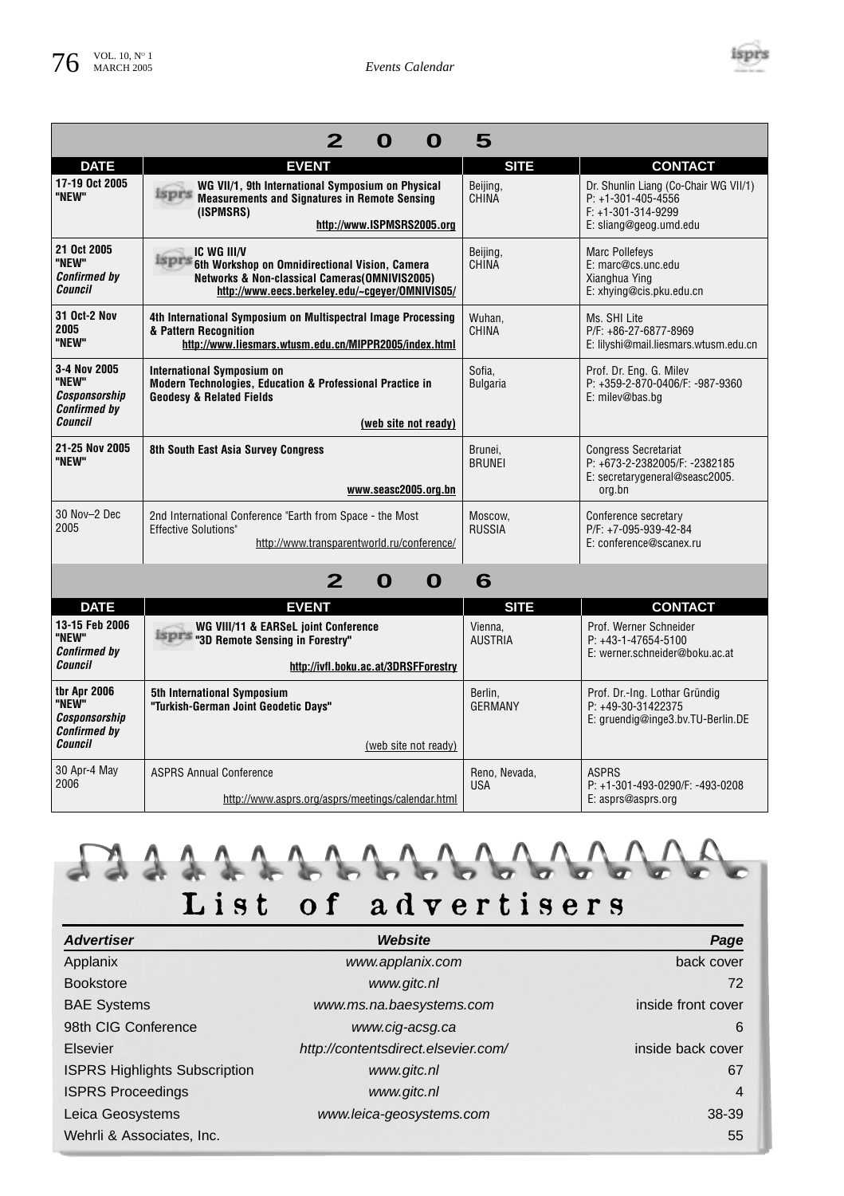## 2005

| DATE | EVENT | SITE | CONTACT |
|---|---|---|---|
| **17-19 Oct 2005 "NEW"** | **WG VII/1, 9th International Symposium on Physical Measurements and Signatures in Remote Sensing (ISPMSRS)** http://www.ISPMSRS2005.org | Beijing, CHINA | Dr. Shunlin Liang (Co-Chair WG VII/1) P: +1-301-405-4556 F: +1-301-314-9299 E: sliang@geog.umd.edu |
| **21 Oct 2005 "NEW"** ***Confirmed by Council*** | **IC WG III/V 6th Workshop on Omnidirectional Vision, Camera Networks & Non-classical Cameras(OMNIVIS2005)** http://www.eecs.berkeley.edu/~cgeyer/OMNIVIS05/ | Beijing, CHINA | Marc Pollefeys E: marc@cs.unc.edu Xianghua Ying E: xhying@cis.pku.edu.cn |
| **31 Oct-2 Nov 2005 "NEW"** | **4th International Symposium on Multispectral Image Processing & Pattern Recognition** http://www.liesmars.wtusm.edu.cn/MIPPR2005/index.html | Wuhan, CHINA | Ms. SHI Lite P/F: +86-27-6877-8969 E: lilyshi@mail.liesmars.wtusm.edu.cn |
| **3-4 Nov 2005 "NEW"** ***Cosponsorship Confirmed by Council*** | **International Symposium on Modern Technologies, Education & Professional Practice in Geodesy & Related Fields** (web site not ready) | Sofia, Bulgaria | Prof. Dr. Eng. G. Milev P: +359-2-870-0406/F: -987-9360 E: milev@bas.bg |
| **21-25 Nov 2005 "NEW"** | **8th South East Asia Survey Congress** www.seasc2005.org.bn | Brunei, BRUNEI | Congress Secretariat P: +673-2-2382005/F: -2382185 E: secretarygeneral@seasc2005.org.bn |
| 30 Nov–2 Dec 2005 | 2nd International Conference "Earth from Space - the Most Effective Solutions" http://www.transparentworld.ru/conference/ | Moscow, RUSSIA | Conference secretary P/F: +7-095-939-42-84 E: conference@scanex.ru |

## 2006

| DATE | EVENT | SITE | CONTACT |
|---|---|---|---|
| **13-15 Feb 2006 "NEW"** ***Confirmed by Council*** | **WG VIII/11 & EARSeL joint Conference "3D Remote Sensing in Forestry"** http://ivfl.boku.ac.at/3DRSFForestry | Vienna, AUSTRIA | Prof. Werner Schneider P: +43-1-47654-5100 E: werner.schneider@boku.ac.at |
| **tbr Apr 2006 "NEW"** ***Cosponsorship Confirmed by Council*** | **5th International Symposium "Turkish-German Joint Geodetic Days"** (web site not ready) | Berlin, GERMANY | Prof. Dr.-Ing. Lothar Gründig P: +49-30-31422375 E: gruendig@inge3.bv.TU-Berlin.DE |
| 30 Apr-4 May 2006 | ASPRS Annual Conference http://www.asprs.org/asprs/meetings/calendar.html | Reno, Nevada, USA | ASPRS P: +1-301-493-0290/F: -493-0208 E: asprs@asprs.org |

## List of advertisers

| *Advertiser* | *Website* | *Page* |
|---|---|---|
| Applanix | www.applanix.com | back cover |
| Bookstore | www.gitc.nl | 72 |
| BAE Systems | www.ms.na.baesystems.com | inside front cover |
| 98th CIG Conference | www.cig-acsg.ca | 6 |
| Elsevier | http://contentsdirect.elsevier.com/ | inside back cover |
| ISPRS Highlights Subscription | www.gitc.nl | 67 |
| ISPRS Proceedings | www.gitc.nl | 4 |
| Leica Geosystems | www.leica-geosystems.com | 38-39 |
| Wehrli & Associates, Inc. | | 55 |